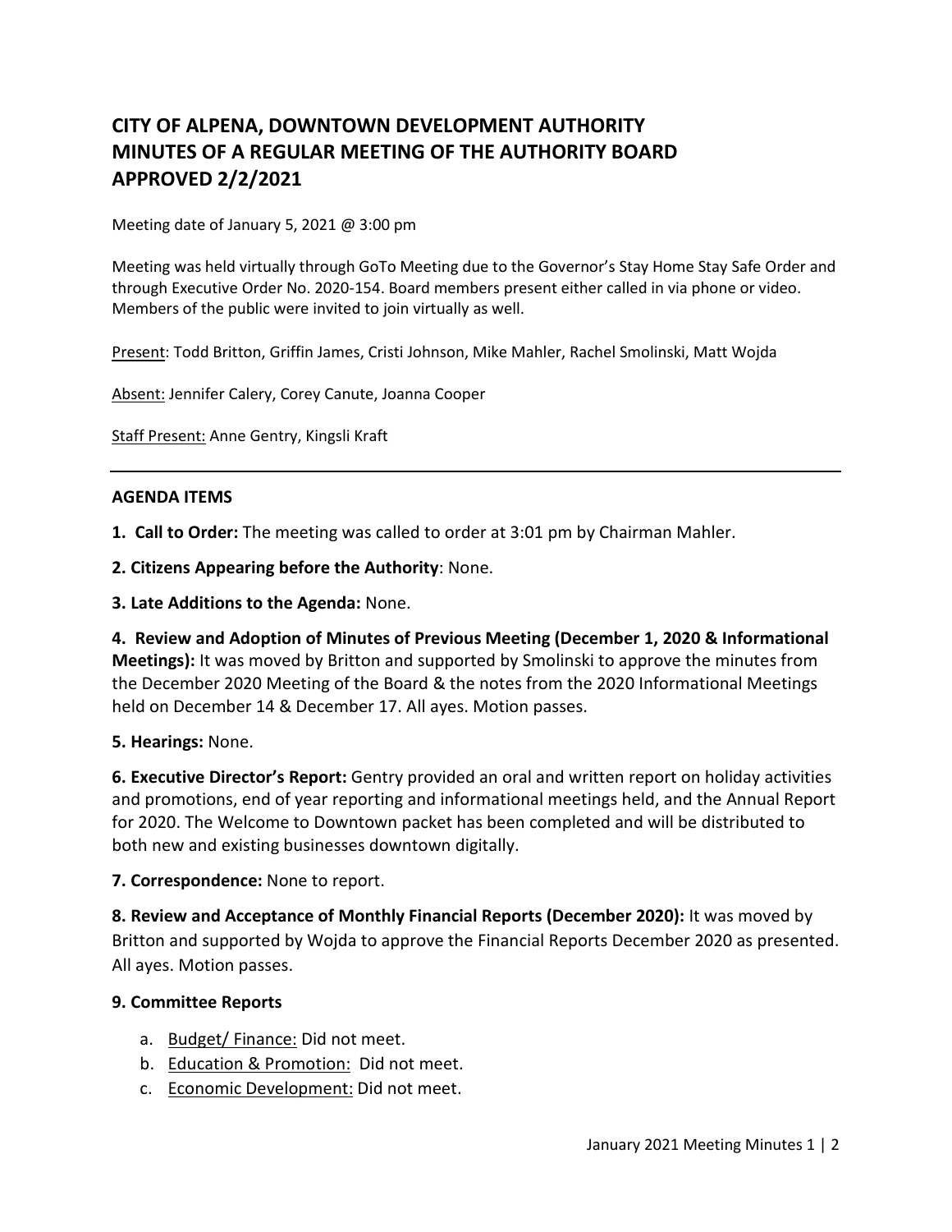# CITY OF ALPENA, DOWNTOWN DEVELOPMENT AUTHORITY
# MINUTES OF A REGULAR MEETING OF THE AUTHORITY BOARD
# APPROVED 2/2/2021

Meeting date of January 5, 2021 @ 3:00 pm

Meeting was held virtually through GoTo Meeting due to the Governor's Stay Home Stay Safe Order and through Executive Order No. 2020-154. Board members present either called in via phone or video. Members of the public were invited to join virtually as well.

Present: Todd Britton, Griffin James, Cristi Johnson, Mike Mahler, Rachel Smolinski, Matt Wojda

Absent: Jennifer Calery, Corey Canute, Joanna Cooper

Staff Present: Anne Gentry, Kingsli Kraft

---

**AGENDA ITEMS**

**1. Call to Order:** The meeting was called to order at 3:01 pm by Chairman Mahler.

**2. Citizens Appearing before the Authority**: None.

**3. Late Additions to the Agenda:** None.

**4. Review and Adoption of Minutes of Previous Meeting (December 1, 2020 & Informational Meetings):** It was moved by Britton and supported by Smolinski to approve the minutes from the December 2020 Meeting of the Board & the notes from the 2020 Informational Meetings held on December 14 & December 17. All ayes. Motion passes.

**5. Hearings:** None.

**6. Executive Director's Report:** Gentry provided an oral and written report on holiday activities and promotions, end of year reporting and informational meetings held, and the Annual Report for 2020. The Welcome to Downtown packet has been completed and will be distributed to both new and existing businesses downtown digitally.

**7. Correspondence:** None to report.

**8. Review and Acceptance of Monthly Financial Reports (December 2020):** It was moved by Britton and supported by Wojda to approve the Financial Reports December 2020 as presented. All ayes. Motion passes.

**9. Committee Reports**

a. Budget/ Finance: Did not meet.
b. Education & Promotion: Did not meet.
c. Economic Development: Did not meet.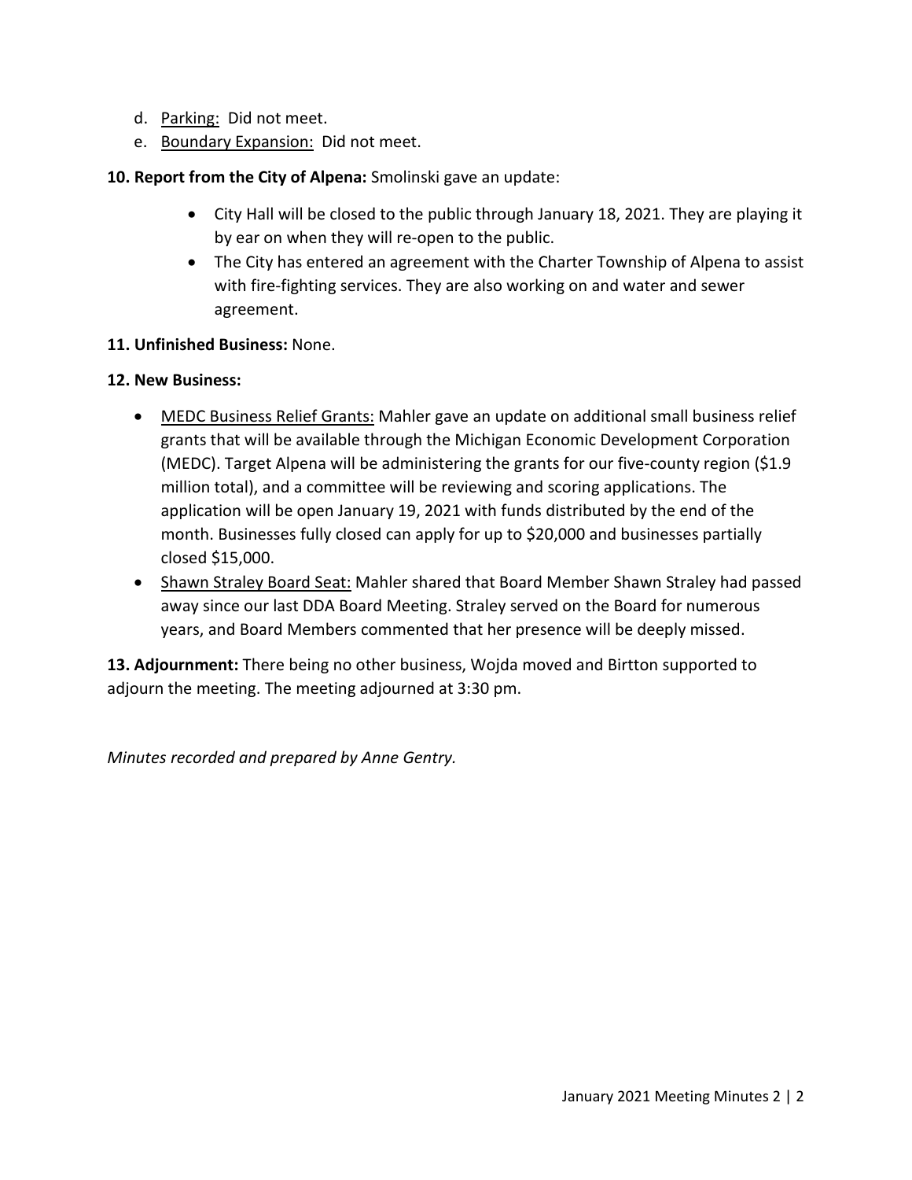d. <u>Parking:</u> Did not meet.
e. <u>Boundary Expansion:</u> Did not meet.

**10. Report from the City of Alpena:** Smolinski gave an update:

- City Hall will be closed to the public through January 18, 2021. They are playing it by ear on when they will re-open to the public.
- The City has entered an agreement with the Charter Township of Alpena to assist with fire-fighting services. They are also working on and water and sewer agreement.

**11. Unfinished Business:** None.

**12. New Business:**

- <u>MEDC Business Relief Grants:</u> Mahler gave an update on additional small business relief grants that will be available through the Michigan Economic Development Corporation (MEDC). Target Alpena will be administering the grants for our five-county region ($1.9 million total), and a committee will be reviewing and scoring applications. The application will be open January 19, 2021 with funds distributed by the end of the month. Businesses fully closed can apply for up to $20,000 and businesses partially closed $15,000.
- <u>Shawn Straley Board Seat:</u> Mahler shared that Board Member Shawn Straley had passed away since our last DDA Board Meeting. Straley served on the Board for numerous years, and Board Members commented that her presence will be deeply missed.

**13. Adjournment:** There being no other business, Wojda moved and Birtton supported to adjourn the meeting. The meeting adjourned at 3:30 pm.

*Minutes recorded and prepared by Anne Gentry.*